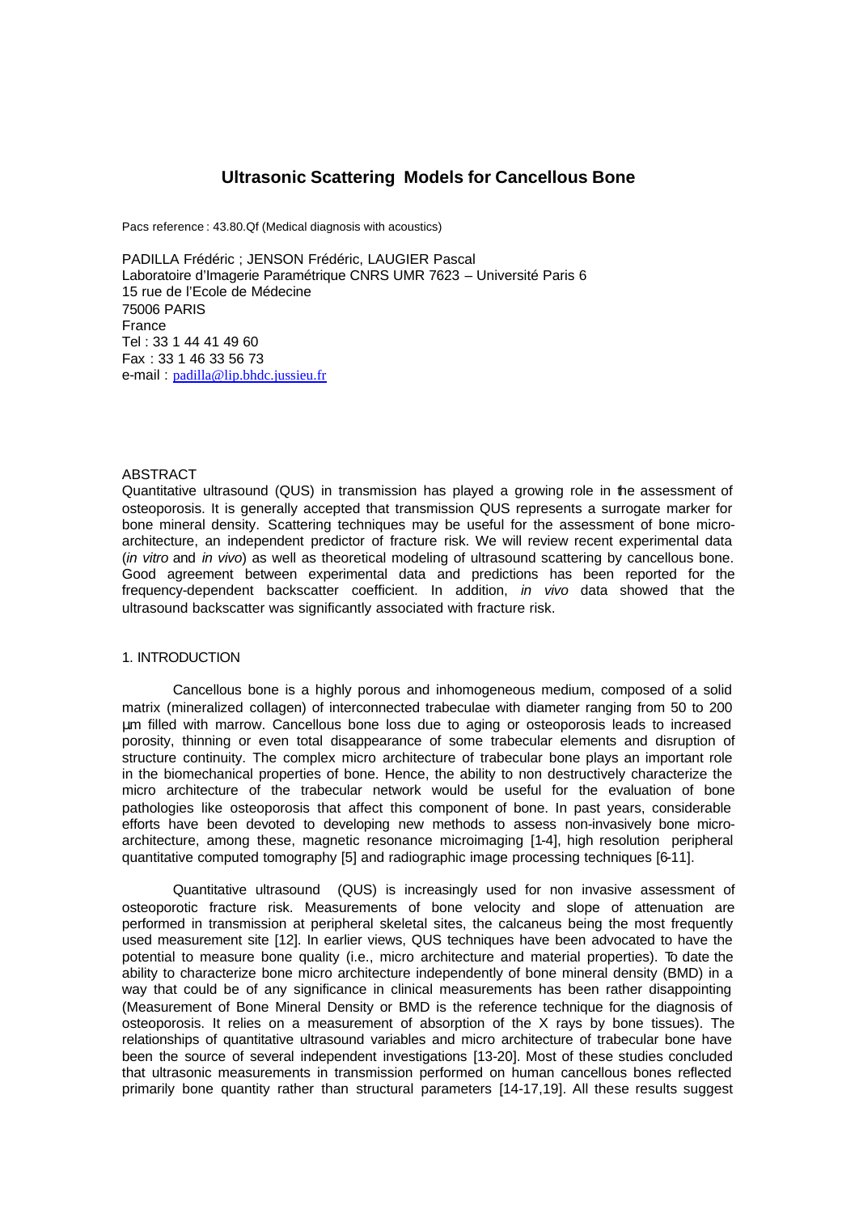# Ultrasonic Scattering Models for Cancellous Bone

Pacs reference : 43.80.Qf (Medical diagnosis with acoustics)

PADILLA Frédéric ; JENSON Frédéric, LAUGIER Pascal
Laboratoire d'Imagerie Paramétrique CNRS UMR 7623 – Université Paris 6
15 rue de l'Ecole de Médecine
75006 PARIS
France
Tel : 33 1 44 41 49 60
Fax : 33 1 46 33 56 73
e-mail : padilla@lip.bhdc.jussieu.fr

## ABSTRACT

Quantitative ultrasound (QUS) in transmission has played a growing role in the assessment of osteoporosis. It is generally accepted that transmission QUS represents a surrogate marker for bone mineral density. Scattering techniques may be useful for the assessment of bone micro-architecture, an independent predictor of fracture risk. We will review recent experimental data (*in vitro* and *in vivo*) as well as theoretical modeling of ultrasound scattering by cancellous bone. Good agreement between experimental data and predictions has been reported for the frequency-dependent backscatter coefficient. In addition, *in vivo* data showed that the ultrasound backscatter was significantly associated with fracture risk.

## 1. INTRODUCTION

Cancellous bone is a highly porous and inhomogeneous medium, composed of a solid matrix (mineralized collagen) of interconnected trabeculae with diameter ranging from 50 to 200 µm filled with marrow. Cancellous bone loss due to aging or osteoporosis leads to increased porosity, thinning or even total disappearance of some trabecular elements and disruption of structure continuity. The complex micro architecture of trabecular bone plays an important role in the biomechanical properties of bone. Hence, the ability to non destructively characterize the micro architecture of the trabecular network would be useful for the evaluation of bone pathologies like osteoporosis that affect this component of bone. In past years, considerable efforts have been devoted to developing new methods to assess non-invasively bone micro-architecture, among these, magnetic resonance microimaging [1-4], high resolution peripheral quantitative computed tomography [5] and radiographic image processing techniques [6-11].

Quantitative ultrasound (QUS) is increasingly used for non invasive assessment of osteoporotic fracture risk. Measurements of bone velocity and slope of attenuation are performed in transmission at peripheral skeletal sites, the calcaneus being the most frequently used measurement site [12]. In earlier views, QUS techniques have been advocated to have the potential to measure bone quality (i.e., micro architecture and material properties). To date the ability to characterize bone micro architecture independently of bone mineral density (BMD) in a way that could be of any significance in clinical measurements has been rather disappointing (Measurement of Bone Mineral Density or BMD is the reference technique for the diagnosis of osteoporosis. It relies on a measurement of absorption of the X rays by bone tissues). The relationships of quantitative ultrasound variables and micro architecture of trabecular bone have been the source of several independent investigations [13-20]. Most of these studies concluded that ultrasonic measurements in transmission performed on human cancellous bones reflected primarily bone quantity rather than structural parameters [14-17,19]. All these results suggest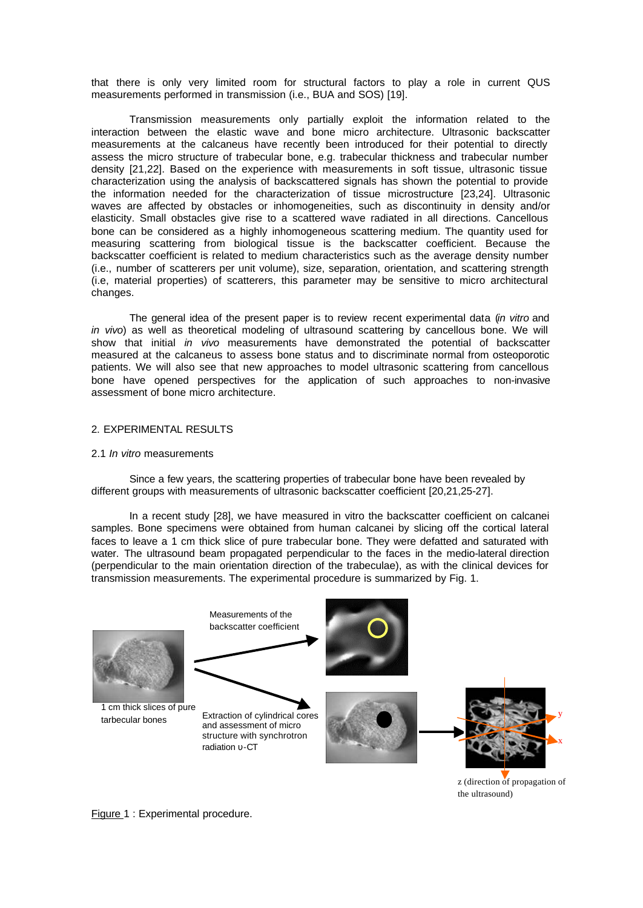that there is only very limited room for structural factors to play a role in current QUS measurements performed in transmission (i.e., BUA and SOS) [19].

Transmission measurements only partially exploit the information related to the interaction between the elastic wave and bone micro architecture. Ultrasonic backscatter measurements at the calcaneus have recently been introduced for their potential to directly assess the micro structure of trabecular bone, e.g. trabecular thickness and trabecular number density [21,22]. Based on the experience with measurements in soft tissue, ultrasonic tissue characterization using the analysis of backscattered signals has shown the potential to provide the information needed for the characterization of tissue microstructure [23,24]. Ultrasonic waves are affected by obstacles or inhomogeneities, such as discontinuity in density and/or elasticity. Small obstacles give rise to a scattered wave radiated in all directions. Cancellous bone can be considered as a highly inhomogeneous scattering medium. The quantity used for measuring scattering from biological tissue is the backscatter coefficient. Because the backscatter coefficient is related to medium characteristics such as the average density number (i.e., number of scatterers per unit volume), size, separation, orientation, and scattering strength (i.e, material properties) of scatterers, this parameter may be sensitive to micro architectural changes.

The general idea of the present paper is to review recent experimental data (*in vitro* and *in vivo*) as well as theoretical modeling of ultrasound scattering by cancellous bone. We will show that initial *in vivo* measurements have demonstrated the potential of backscatter measured at the calcaneus to assess bone status and to discriminate normal from osteoporotic patients. We will also see that new approaches to model ultrasonic scattering from cancellous bone have opened perspectives for the application of such approaches to non-invasive assessment of bone micro architecture.

## 2. EXPERIMENTAL RESULTS

### 2.1 *In vitro* measurements

Since a few years, the scattering properties of trabecular bone have been revealed by different groups with measurements of ultrasonic backscatter coefficient [20,21,25-27].

In a recent study [28], we have measured in vitro the backscatter coefficient on calcanei samples. Bone specimens were obtained from human calcanei by slicing off the cortical lateral faces to leave a 1 cm thick slice of pure trabecular bone. They were defatted and saturated with water. The ultrasound beam propagated perpendicular to the faces in the medio-lateral direction (perpendicular to the main orientation direction of the trabeculae), as with the clinical devices for transmission measurements. The experimental procedure is summarized by Fig. 1.

1 cm thick slices of pure tarbecular bones

Measurements of the backscatter coefficient

Extraction of cylindrical cores and assessment of micro structure with synchrotron radiation υ-CT

z (direction of propagation of the ultrasound)

Figure 1 : Experimental procedure.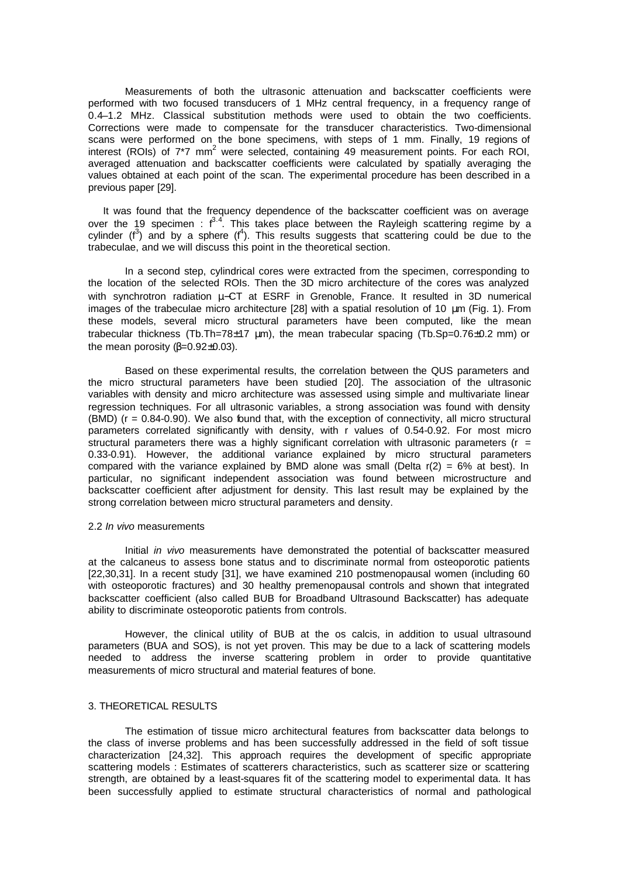Measurements of both the ultrasonic attenuation and backscatter coefficients were performed with two focused transducers of 1 MHz central frequency, in a frequency range of 0.4–1.2 MHz. Classical substitution methods were used to obtain the two coefficients. Corrections were made to compensate for the transducer characteristics. Two-dimensional scans were performed on the bone specimens, with steps of 1 mm. Finally, 19 regions of interest (ROIs) of 7*7 $mm^2$ were selected, containing 49 measurement points. For each ROI, averaged attenuation and backscatter coefficients were calculated by spatially averaging the values obtained at each point of the scan. The experimental procedure has been described in a previous paper [29].

It was found that the frequency dependence of the backscatter coefficient was on average over the 19 specimen : $f^{3.4}$. This takes place between the Rayleigh scattering regime by a cylinder ($f^3$) and by a sphere ($f^4$). This results suggests that scattering could be due to the trabeculae, and we will discuss this point in the theoretical section.

In a second step, cylindrical cores were extracted from the specimen, corresponding to the location of the selected ROIs. Then the 3D micro architecture of the cores was analyzed with synchrotron radiation µ–CT at ESRF in Grenoble, France. It resulted in 3D numerical images of the trabeculae micro architecture [28] with a spatial resolution of 10 µm (Fig. 1). From these models, several micro structural parameters have been computed, like the mean trabecular thickness (Tb.Th=78±17 µm), the mean trabecular spacing (Tb.Sp=0.76±0.2 mm) or the mean porosity (β=0.92±0.03).

Based on these experimental results, the correlation between the QUS parameters and the micro structural parameters have been studied [20]. The association of the ultrasonic variables with density and micro architecture was assessed using simple and multivariate linear regression techniques. For all ultrasonic variables, a strong association was found with density (BMD) ($r$ = 0.84-0.90). We also found that, with the exception of connectivity, all micro structural parameters correlated significantly with density, with r values of 0.54-0.92. For most micro structural parameters there was a highly significant correlation with ultrasonic parameters ($r$ = 0.33-0.91). However, the additional variance explained by micro structural parameters compared with the variance explained by BMD alone was small (Delta r(2) = 6% at best). In particular, no significant independent association was found between microstructure and backscatter coefficient after adjustment for density. This last result may be explained by the strong correlation between micro structural parameters and density.

### 2.2 *In vivo* measurements

Initial *in vivo* measurements have demonstrated the potential of backscatter measured at the calcaneus to assess bone status and to discriminate normal from osteoporotic patients [22,30,31]. In a recent study [31], we have examined 210 postmenopausal women (including 60 with osteoporotic fractures) and 30 healthy premenopausal controls and shown that integrated backscatter coefficient (also called BUB for Broadband Ultrasound Backscatter) has adequate ability to discriminate osteoporotic patients from controls.

However, the clinical utility of BUB at the os calcis, in addition to usual ultrasound parameters (BUA and SOS), is not yet proven. This may be due to a lack of scattering models needed to address the inverse scattering problem in order to provide quantitative measurements of micro structural and material features of bone.

## 3. THEORETICAL RESULTS

The estimation of tissue micro architectural features from backscatter data belongs to the class of inverse problems and has been successfully addressed in the field of soft tissue characterization [24,32]. This approach requires the development of specific appropriate scattering models : Estimates of scatterers characteristics, such as scatterer size or scattering strength, are obtained by a least-squares fit of the scattering model to experimental data. It has been successfully applied to estimate structural characteristics of normal and pathological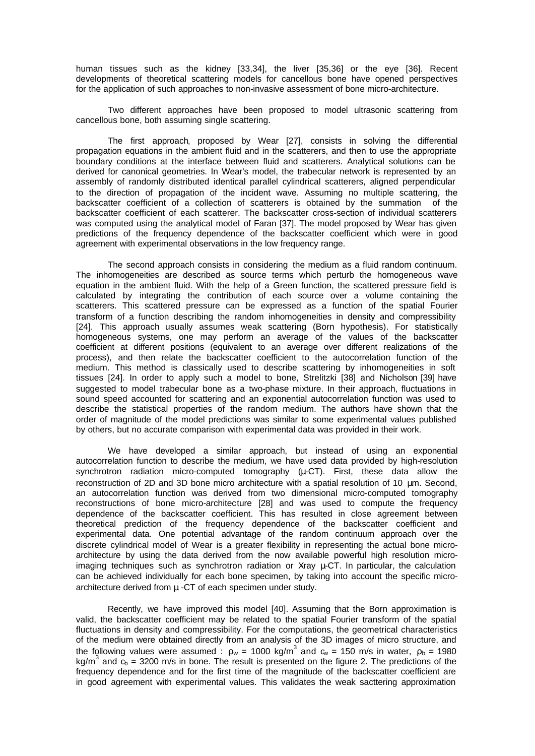human tissues such as the kidney [33,34], the liver [35,36] or the eye [36]. Recent developments of theoretical scattering models for cancellous bone have opened perspectives for the application of such approaches to non-invasive assessment of bone micro-architecture.

Two different approaches have been proposed to model ultrasonic scattering from cancellous bone, both assuming single scattering.

The first approach, proposed by Wear [27], consists in solving the differential propagation equations in the ambient fluid and in the scatterers, and then to use the appropriate boundary conditions at the interface between fluid and scatterers. Analytical solutions can be derived for canonical geometries. In Wear's model, the trabecular network is represented by an assembly of randomly distributed identical parallel cylindrical scatterers, aligned perpendicular to the direction of propagation of the incident wave. Assuming no multiple scattering, the backscatter coefficient of a collection of scatterers is obtained by the summation of the backscatter coefficient of each scatterer. The backscatter cross-section of individual scatterers was computed using the analytical model of Faran [37]. The model proposed by Wear has given predictions of the frequency dependence of the backscatter coefficient which were in good agreement with experimental observations in the low frequency range.

The second approach consists in considering the medium as a fluid random continuum. The inhomogeneities are described as source terms which perturb the homogeneous wave equation in the ambient fluid. With the help of a Green function, the scattered pressure field is calculated by integrating the contribution of each source over a volume containing the scatterers. This scattered pressure can be expressed as a function of the spatial Fourier transform of a function describing the random inhomogeneities in density and compressibility [24]. This approach usually assumes weak scattering (Born hypothesis). For statistically homogeneous systems, one may perform an average of the values of the backscatter coefficient at different positions (equivalent to an average over different realizations of the process), and then relate the backscatter coefficient to the autocorrelation function of the medium. This method is classically used to describe scattering by inhomogeneities in soft tissues [24]. In order to apply such a model to bone, Strelitzki [38] and Nicholson [39] have suggested to model trabecular bone as a two-phase mixture. In their approach, fluctuations in sound speed accounted for scattering and an exponential autocorrelation function was used to describe the statistical properties of the random medium. The authors have shown that the order of magnitude of the model predictions was similar to some experimental values published by others, but no accurate comparison with experimental data was provided in their work.

We have developed a similar approach, but instead of using an exponential autocorrelation function to describe the medium, we have used data provided by high-resolution synchrotron radiation micro-computed tomography (µ-CT). First, these data allow the reconstruction of 2D and 3D bone micro architecture with a spatial resolution of 10 µm. Second, an autocorrelation function was derived from two dimensional micro-computed tomography reconstructions of bone micro-architecture [28] and was used to compute the frequency dependence of the backscatter coefficient. This has resulted in close agreement between theoretical prediction of the frequency dependence of the backscatter coefficient and experimental data. One potential advantage of the random continuum approach over the discrete cylindrical model of Wear is a greater flexibility in representing the actual bone micro-architecture by using the data derived from the now available powerful high resolution micro-imaging techniques such as synchrotron radiation or Xray µ-CT. In particular, the calculation can be achieved individually for each bone specimen, by taking into account the specific micro-architecture derived from µ -CT of each specimen under study.

Recently, we have improved this model [40]. Assuming that the Born approximation is valid, the backscatter coefficient may be related to the spatial Fourier transform of the spatial fluctuations in density and compressibility. For the computations, the geometrical characteristics of the medium were obtained directly from an analysis of the 3D images of micro structure, and the following values were assumed : $\rho_w$ = 1000 kg/m$^3$ and $c_w$ = 150 m/s in water, $\rho_b$ = 1980 kg/m$^3$ and $c_b$ = 3200 m/s in bone. The result is presented on the figure 2. The predictions of the frequency dependence and for the first time of the magnitude of the backscatter coefficient are in good agreement with experimental values. This validates the weak sacttering approximation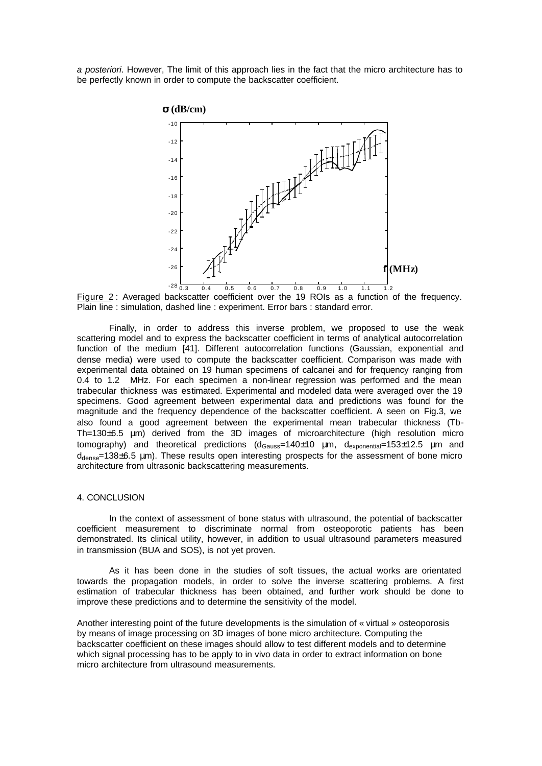*a posteriori*. However, The limit of this approach lies in the fact that the micro architecture has to be perfectly known in order to compute the backscatter coefficient.

Figure 2 : Averaged backscatter coefficient over the 19 ROIs as a function of the frequency. Plain line : simulation, dashed line : experiment. Error bars : standard error.

Finally, in order to address this inverse problem, we proposed to use the weak scattering model and to express the backscatter coefficient in terms of analytical autocorrelation function of the medium [41]. Different autocorrelation functions (Gaussian, exponential and dense media) were used to compute the backscatter coefficient. Comparison was made with experimental data obtained on 19 human specimens of calcanei and for frequency ranging from 0.4 to 1.2 MHz. For each specimen a non-linear regression was performed and the mean trabecular thickness was estimated. Experimental and modeled data were averaged over the 19 specimens. Good agreement between experimental data and predictions was found for the magnitude and the frequency dependence of the backscatter coefficient. A seen on Fig.3, we also found a good agreement between the experimental mean trabecular thickness (Tb-Th=130±6.5 µm) derived from the 3D images of microarchitecture (high resolution micro tomography) and theoretical predictions ($d_{Gauss}$=140±10 µm, $d_{exponential}$=153±12.5 µm and $d_{dense}$=138±6.5 µm). These results open interesting prospects for the assessment of bone micro architecture from ultrasonic backscattering measurements.

## 4. CONCLUSION

In the context of assessment of bone status with ultrasound, the potential of backscatter coefficient measurement to discriminate normal from osteoporotic patients has been demonstrated. Its clinical utility, however, in addition to usual ultrasound parameters measured in transmission (BUA and SOS), is not yet proven.

As it has been done in the studies of soft tissues, the actual works are orientated towards the propagation models, in order to solve the inverse scattering problems. A first estimation of trabecular thickness has been obtained, and further work should be done to improve these predictions and to determine the sensitivity of the model.

Another interesting point of the future developments is the simulation of « virtual » osteoporosis by means of image processing on 3D images of bone micro architecture. Computing the backscatter coefficient on these images should allow to test different models and to determine which signal processing has to be apply to in vivo data in order to extract information on bone micro architecture from ultrasound measurements.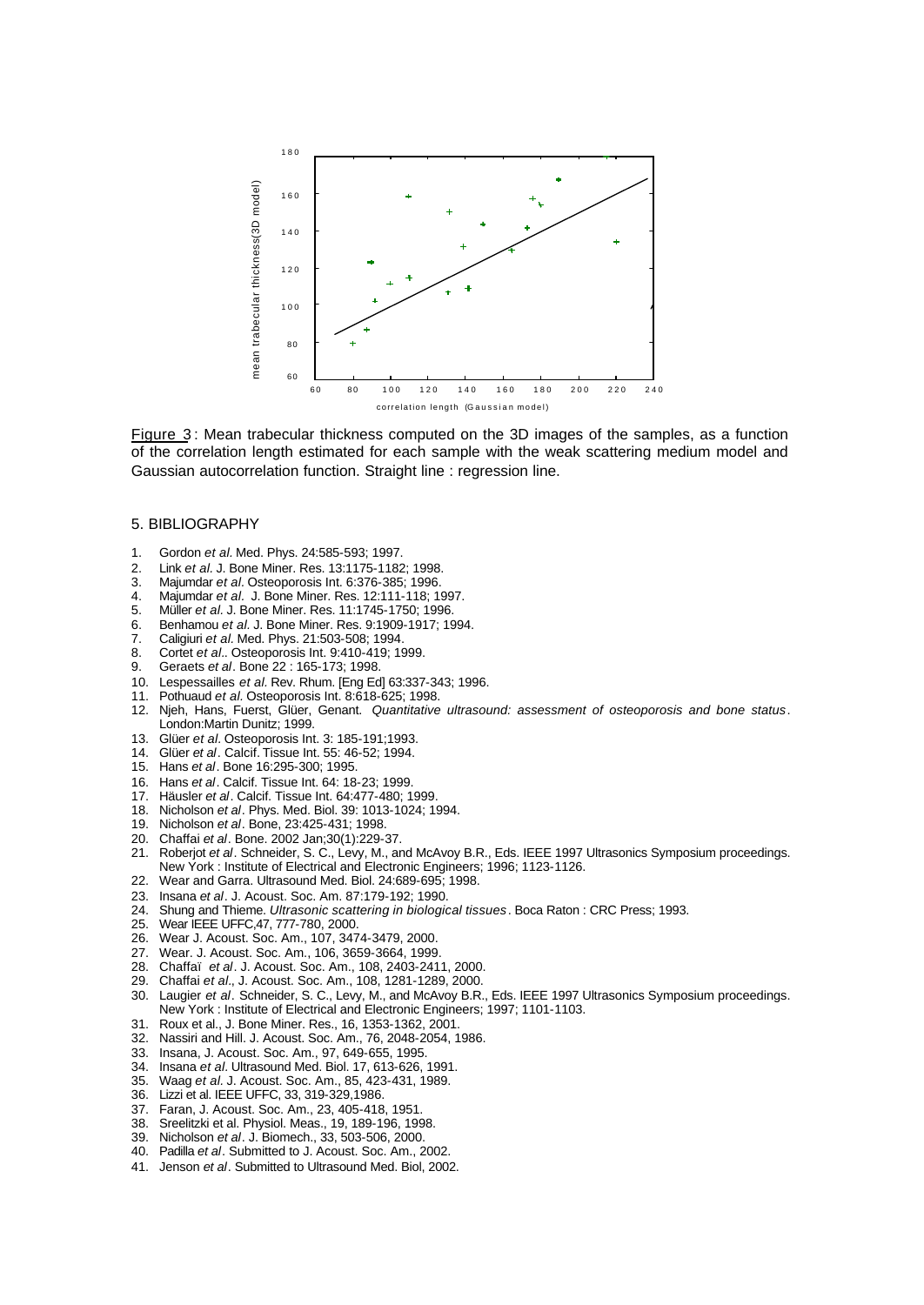mean trabecular thickness(3D model)

180
160
140
120
100
80
60

60 80 100 120 140 160 180 200 220 240

correlation length (Gaussian model)

Figure 3: Mean trabecular thickness computed on the 3D images of the samples, as a function of the correlation length estimated for each sample with the weak scattering medium model and Gaussian autocorrelation function. Straight line : regression line.

## 5. BIBLIOGRAPHY

1. Gordon *et al*. Med. Phys. 24:585-593; 1997.
2. Link *et al*. J. Bone Miner. Res. 13:1175-1182; 1998.
3. Majumdar *et al*. Osteoporosis Int. 6:376-385; 1996.
4. Majumdar *et al*. J. Bone Miner. Res. 12:111-118; 1997.
5. Müller *et al*. J. Bone Miner. Res. 11:1745-1750; 1996.
6. Benhamou *et al*. J. Bone Miner. Res. 9:1909-1917; 1994.
7. Caligiuri *et al*. Med. Phys. 21:503-508; 1994.
8. Cortet *et al*.. Osteoporosis Int. 9:410-419; 1999.
9. Geraets *et al*. Bone 22 : 165-173; 1998.
10. Lespessailles *et al*. Rev. Rhum. [Eng Ed] 63:337-343; 1996.
11. Pothuaud *et al*. Osteoporosis Int. 8:618-625; 1998.
12. Njeh, Hans, Fuerst, Glüer, Genant. *Quantitative ultrasound: assessment of osteoporosis and bone status*. London:Martin Dunitz; 1999.
13. Glüer *et al*. Osteoporosis Int. 3: 185-191;1993.
14. Glüer *et al*. Calcif. Tissue Int. 55: 46-52; 1994.
15. Hans *et al*. Bone 16:295-300; 1995.
16. Hans *et al*. Calcif. Tissue Int. 64: 18-23; 1999.
17. Häusler *et al*. Calcif. Tissue Int. 64:477-480; 1999.
18. Nicholson *et al*. Phys. Med. Biol. 39: 1013-1024; 1994.
19. Nicholson *et al*. Bone, 23:425-431; 1998.
20. Chaffai *et al*. Bone. 2002 Jan;30(1):229-37.
21. Roberjot *et al*. Schneider, S. C., Levy, M., and McAvoy B.R., Eds. IEEE 1997 Ultrasonics Symposium proceedings. New York : Institute of Electrical and Electronic Engineers; 1996; 1123-1126.
22. Wear and Garra. Ultrasound Med. Biol. 24:689-695; 1998.
23. Insana *et al*. J. Acoust. Soc. Am. 87:179-192; 1990.
24. Shung and Thieme. *Ultrasonic scattering in biological tissues*. Boca Raton : CRC Press; 1993.
25. Wear IEEE UFFC,47, 777-780, 2000.
26. Wear J. Acoust. Soc. Am., 107, 3474-3479, 2000.
27. Wear. J. Acoust. Soc. Am., 106, 3659-3664, 1999.
28. Chaffaï *et al*. J. Acoust. Soc. Am., 108, 2403-2411, 2000.
29. Chaffai *et al*., J. Acoust. Soc. Am., 108, 1281-1289, 2000.
30. Laugier *et al*. Schneider, S. C., Levy, M., and McAvoy B.R., Eds. IEEE 1997 Ultrasonics Symposium proceedings. New York : Institute of Electrical and Electronic Engineers; 1997; 1101-1103.
31. Roux et al., J. Bone Miner. Res., 16, 1353-1362, 2001.
32. Nassiri and Hill. J. Acoust. Soc. Am., 76, 2048-2054, 1986.
33. Insana, J. Acoust. Soc. Am., 97, 649-655, 1995.
34. Insana *et al*. Ultrasound Med. Biol. 17, 613-626, 1991.
35. Waag *et al*. J. Acoust. Soc. Am., 85, 423-431, 1989.
36. Lizzi et al. IEEE UFFC, 33, 319-329,1986.
37. Faran, J. Acoust. Soc. Am., 23, 405-418, 1951.
38. Sreelitzki et al. Physiol. Meas., 19, 189-196, 1998.
39. Nicholson *et al*. J. Biomech., 33, 503-506, 2000.
40. Padilla *et al*. Submitted to J. Acoust. Soc. Am., 2002.
41. Jenson *et al*. Submitted to Ultrasound Med. Biol, 2002.